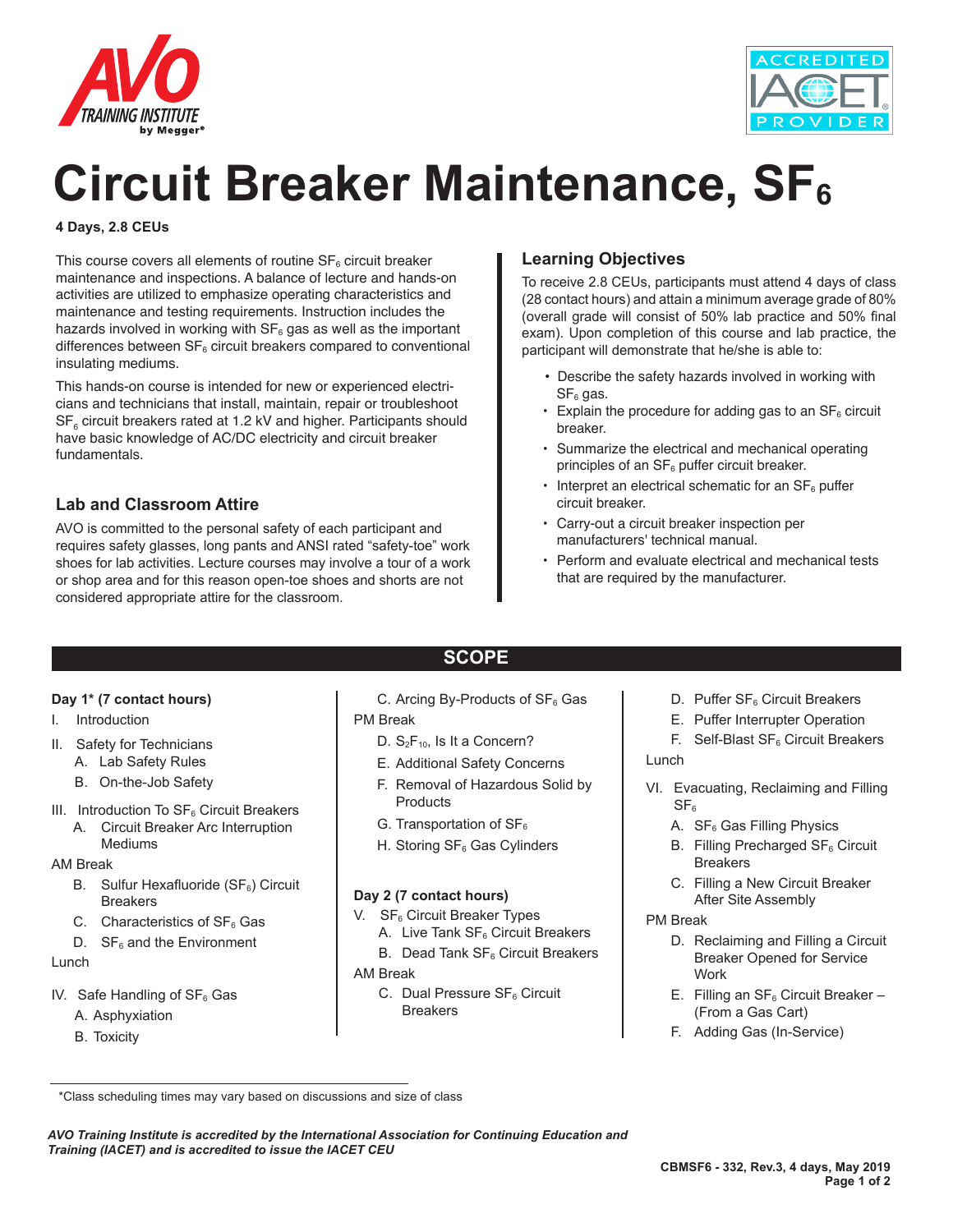# Circuit Breaker Maintenance, $SF_6$

**4 Days, 2.8 CEUs**

This course covers all elements of routine $SF_6$ circuit breaker maintenance and inspections. A balance of lecture and hands-on activities are utilized to emphasize operating characteristics and maintenance and testing requirements. Instruction includes the hazards involved in working with $SF_6$ gas as well as the important differences between $SF_6$ circuit breakers compared to conventional insulating mediums.

This hands-on course is intended for new or experienced electricians and technicians that install, maintain, repair or troubleshoot $SF_6$ circuit breakers rated at 1.2 kV and higher. Participants should have basic knowledge of AC/DC electricity and circuit breaker fundamentals.

## Lab and Classroom Attire

AVO is committed to the personal safety of each participant and requires safety glasses, long pants and ANSI rated "safety-toe" work shoes for lab activities. Lecture courses may involve a tour of a work or shop area and for this reason open-toe shoes and shorts are not considered appropriate attire for the classroom.

## Learning Objectives

To receive 2.8 CEUs, participants must attend 4 days of class (28 contact hours) and attain a minimum average grade of 80% (overall grade will consist of 50% lab practice and 50% final exam). Upon completion of this course and lab practice, the participant will demonstrate that he/she is able to:

- Describe the safety hazards involved in working with $SF_6$ gas.
- Explain the procedure for adding gas to an $SF_6$ circuit breaker.
- Summarize the electrical and mechanical operating principles of an $SF_6$ puffer circuit breaker.
- Interpret an electrical schematic for an $SF_6$ puffer circuit breaker.
- Carry-out a circuit breaker inspection per manufacturers' technical manual.
- Perform and evaluate electrical and mechanical tests that are required by the manufacturer.

## SCOPE

**Day 1\* (7 contact hours)**

I. Introduction

II. Safety for Technicians
- A. Lab Safety Rules
- B. On-the-Job Safety

III. Introduction To $SF_6$ Circuit Breakers
- A. Circuit Breaker Arc Interruption Mediums

AM Break
- B. Sulfur Hexafluoride ($SF_6$) Circuit Breakers
- C. Characteristics of $SF_6$ Gas
- D. $SF_6$ and the Environment

Lunch

IV. Safe Handling of $SF_6$ Gas
- A. Asphyxiation
- B. Toxicity
- C. Arcing By-Products of $SF_6$ Gas

PM Break
- D. $S_2F_{10}$, Is It a Concern?
- E. Additional Safety Concerns
- F. Removal of Hazardous Solid by Products
- G. Transportation of $SF_6$
- H. Storing $SF_6$ Gas Cylinders

**Day 2 (7 contact hours)**

V. $SF_6$ Circuit Breaker Types
- A. Live Tank $SF_6$ Circuit Breakers
- B. Dead Tank $SF_6$ Circuit Breakers

AM Break
- C. Dual Pressure $SF_6$ Circuit Breakers
- D. Puffer $SF_6$ Circuit Breakers
- E. Puffer Interrupter Operation
- F. Self-Blast $SF_6$ Circuit Breakers

Lunch

VI. Evacuating, Reclaiming and Filling $SF_6$
- A. $SF_6$ Gas Filling Physics
- B. Filling Precharged $SF_6$ Circuit Breakers
- C. Filling a New Circuit Breaker After Site Assembly

PM Break
- D. Reclaiming and Filling a Circuit Breaker Opened for Service Work
- E. Filling an $SF_6$ Circuit Breaker – (From a Gas Cart)
- F. Adding Gas (In-Service)

\*Class scheduling times may vary based on discussions and size of class

*AVO Training Institute is accredited by the International Association for Continuing Education and Training (IACET) and is accredited to issue the IACET CEU*

**CBMSF6 - 332, Rev.3, 4 days, May 2019**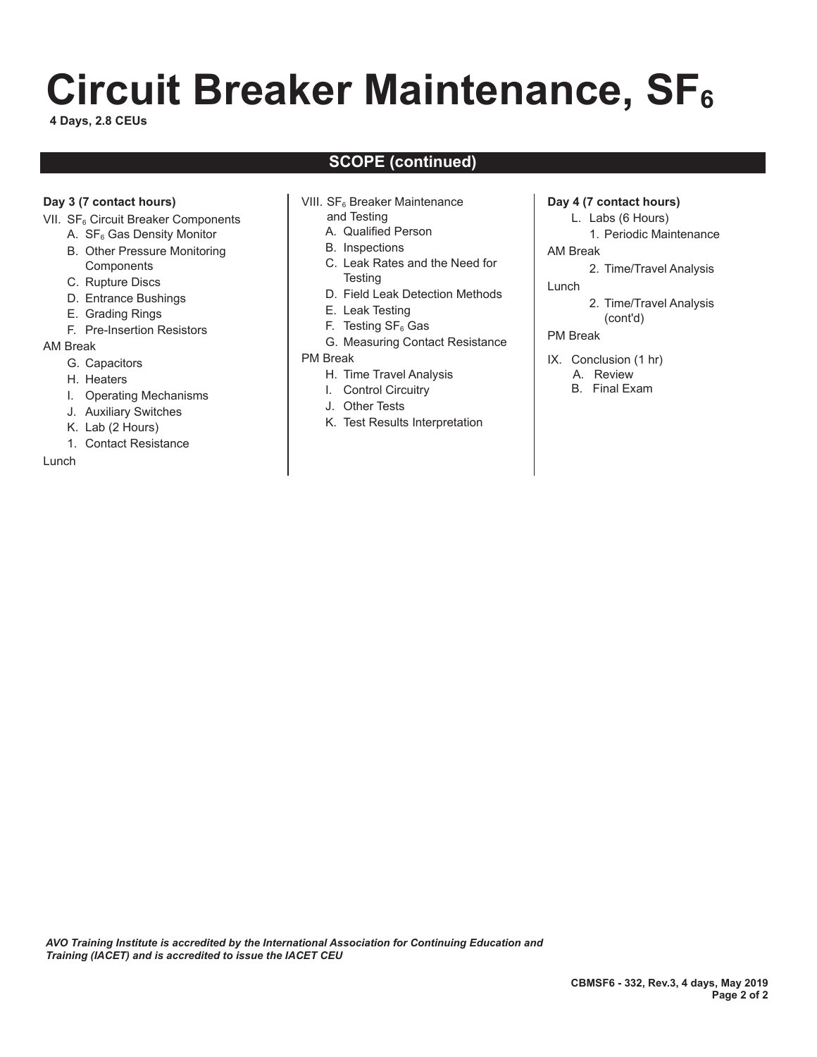# Circuit Breaker Maintenance, $SF_6$

**4 Days, 2.8 CEUs**

## SCOPE (continued)

**Day 3 (7 contact hours)**

VII. $SF_6$ Circuit Breaker Components
- A. $SF_6$ Gas Density Monitor
- B. Other Pressure Monitoring Components
- C. Rupture Discs
- D. Entrance Bushings
- E. Grading Rings
- F. Pre-Insertion Resistors

AM Break

- G. Capacitors
- H. Heaters
- I. Operating Mechanisms
- J. Auxiliary Switches
- K. Lab (2 Hours)
  1. Contact Resistance

Lunch

VIII. $SF_6$ Breaker Maintenance and Testing
- A. Qualified Person
- B. Inspections
- C. Leak Rates and the Need for Testing
- D. Field Leak Detection Methods
- E. Leak Testing
- F. Testing $SF_6$ Gas
- G. Measuring Contact Resistance

PM Break

- H. Time Travel Analysis
- I. Control Circuitry
- J. Other Tests
- K. Test Results Interpretation

**Day 4 (7 contact hours)**

- L. Labs (6 Hours)
  1. Periodic Maintenance

AM Break

  2. Time/Travel Analysis

Lunch

  2. Time/Travel Analysis (cont'd)

PM Break

IX. Conclusion (1 hr)
- A. Review
- B. Final Exam

*AVO Training Institute is accredited by the International Association for Continuing Education and Training (IACET) and is accredited to issue the IACET CEU*

**CBMSF6 - 332, Rev.3, 4 days, May 2019**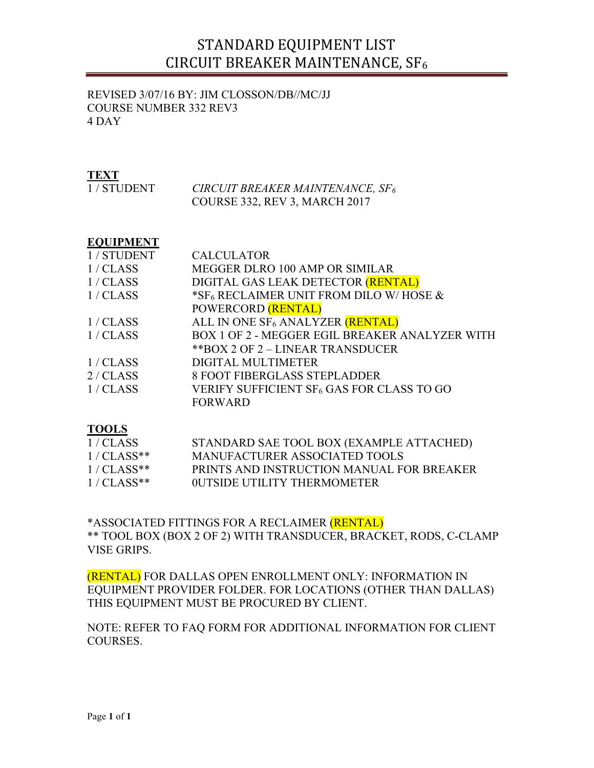# STANDARD EQUIPMENT LIST
# CIRCUIT BREAKER MAINTENANCE, $SF_6$

REVISED 3/07/16 BY: JIM CLOSSON/DB//MC/JJ
COURSE NUMBER 332 REV3
4 DAY

**TEXT**

| | |
|---|---|
| 1 / STUDENT | *CIRCUIT BREAKER MAINTENANCE, $SF_6$* COURSE 332, REV 3, MARCH 2017 |

**EQUIPMENT**

| | |
|---|---|
| 1 / STUDENT | CALCULATOR |
| 1 / CLASS | MEGGER DLRO 100 AMP OR SIMILAR |
| 1 / CLASS | DIGITAL GAS LEAK DETECTOR (RENTAL) |
| 1 / CLASS | *$SF_6$ RECLAIMER UNIT FROM DILO W/ HOSE & POWERCORD (RENTAL) |
| 1 / CLASS | ALL IN ONE $SF_6$ ANALYZER (RENTAL) |
| 1 / CLASS | BOX 1 OF 2 - MEGGER EGIL BREAKER ANALYZER WITH **BOX 2 OF 2 – LINEAR TRANSDUCER |
| 1 / CLASS | DIGITAL MULTIMETER |
| 2 / CLASS | 8 FOOT FIBERGLASS STEPLADDER |
| 1 / CLASS | VERIFY SUFFICIENT $SF_6$ GAS FOR CLASS TO GO FORWARD |

**TOOLS**

| | |
|---|---|
| 1 / CLASS | STANDARD SAE TOOL BOX (EXAMPLE ATTACHED) |
| 1 / CLASS** | MANUFACTURER ASSOCIATED TOOLS |
| 1 / CLASS** | PRINTS AND INSTRUCTION MANUAL FOR BREAKER |
| 1 / CLASS** | 0UTSIDE UTILITY THERMOMETER |

*ASSOCIATED FITTINGS FOR A RECLAIMER (RENTAL)
** TOOL BOX (BOX 2 OF 2) WITH TRANSDUCER, BRACKET, RODS, C-CLAMP VISE GRIPS.

(RENTAL) FOR DALLAS OPEN ENROLLMENT ONLY: INFORMATION IN EQUIPMENT PROVIDER FOLDER. FOR LOCATIONS (OTHER THAN DALLAS) THIS EQUIPMENT MUST BE PROCURED BY CLIENT.

NOTE: REFER TO FAQ FORM FOR ADDITIONAL INFORMATION FOR CLIENT COURSES.